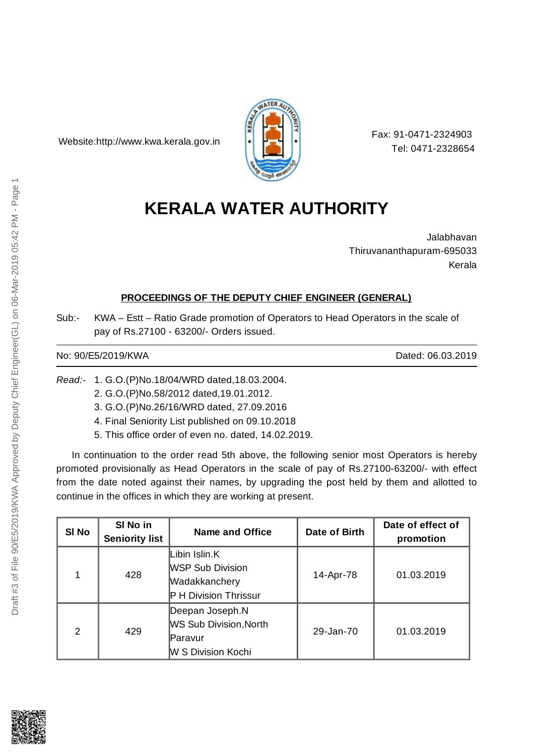Website:http://www.kwa.kerala.gov.in

Fax: 91-0471-2324903
Tel: 0471-2328654

# KERALA WATER AUTHORITY

Jalabhavan
Thiruvananthapuram-695033
Kerala

**PROCEEDINGS OF THE DEPUTY CHIEF ENGINEER (GENERAL)**

Sub:- KWA – Estt – Ratio Grade promotion of Operators to Head Operators in the scale of pay of Rs.27100 - 63200/- Orders issued.

No: 90/E5/2019/KWA Dated: 06.03.2019

*Read:-*
1. G.O.(P)No.18/04/WRD dated,18.03.2004.
2. G.O.(P)No.58/2012 dated,19.01.2012.
3. G.O.(P)No.26/16/WRD dated, 27.09.2016
4. Final Seniority List published on 09.10.2018
5. This office order of even no. dated, 14.02.2019.

In continuation to the order read 5th above, the following senior most Operators is hereby promoted provisionally as Head Operators in the scale of pay of Rs.27100-63200/- with effect from the date noted against their names, by upgrading the post held by them and allotted to continue in the offices in which they are working at present.

| Sl No | Sl No in Seniority list | Name and Office | Date of Birth | Date of effect of promotion |
|---|---|---|---|---|
| 1 | 428 | Libin Islin.K<br>WSP Sub Division Wadakkanchery<br>P H Division Thrissur | 14-Apr-78 | 01.03.2019 |
| 2 | 429 | Deepan Joseph.N<br>WS Sub Division,North Paravur<br>W S Division Kochi | 29-Jan-70 | 01.03.2019 |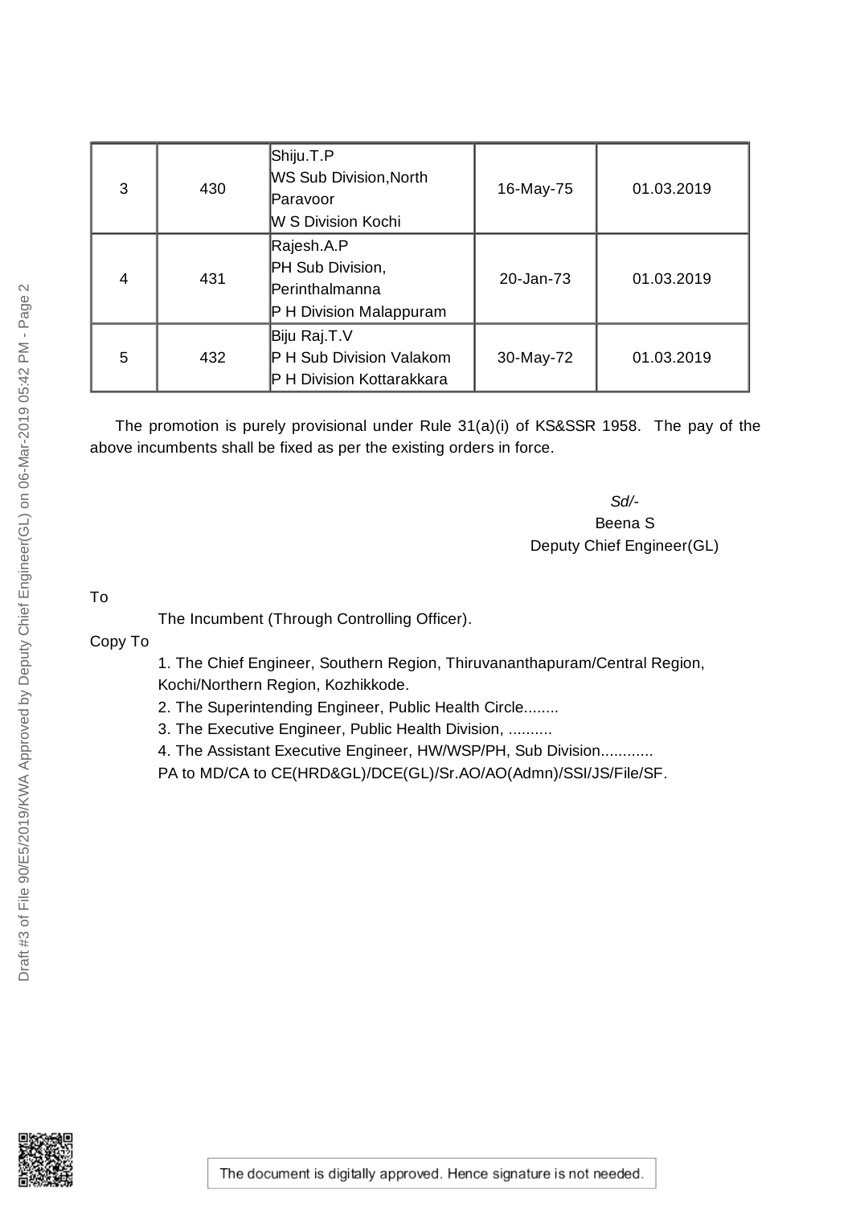| | | | | |
|---|---|---|---|---|
| 3 | 430 | Shiju.T.P<br>WS Sub Division,North Paravoor<br>W S Division Kochi | 16-May-75 | 01.03.2019 |
| 4 | 431 | Rajesh.A.P<br>PH Sub Division, Perinthalmanna<br>P H Division Malappuram | 20-Jan-73 | 01.03.2019 |
| 5 | 432 | Biju Raj.T.V<br>P H Sub Division Valakom<br>P H Division Kottarakkara | 30-May-72 | 01.03.2019 |

The promotion is purely provisional under Rule 31(a)(i) of KS&SSR 1958. The pay of the above incumbents shall be fixed as per the existing orders in force.

*Sd/-*
Beena S
Deputy Chief Engineer(GL)

To

The Incumbent (Through Controlling Officer).

Copy To

1. The Chief Engineer, Southern Region, Thiruvananthapuram/Central Region, Kochi/Northern Region, Kozhikkode.
2. The Superintending Engineer, Public Health Circle........
3. The Executive Engineer, Public Health Division, ..........
4. The Assistant Executive Engineer, HW/WSP/PH, Sub Division............

PA to MD/CA to CE(HRD&GL)/DCE(GL)/Sr.AO/AO(Admn)/SSI/JS/File/SF.

Draft #3 of File 90/E5/2019/KWA Approved by Deputy Chief Engineer(GL) on 06-Mar-2019 05:42 PM

The document is digitally approved. Hence signature is not needed.